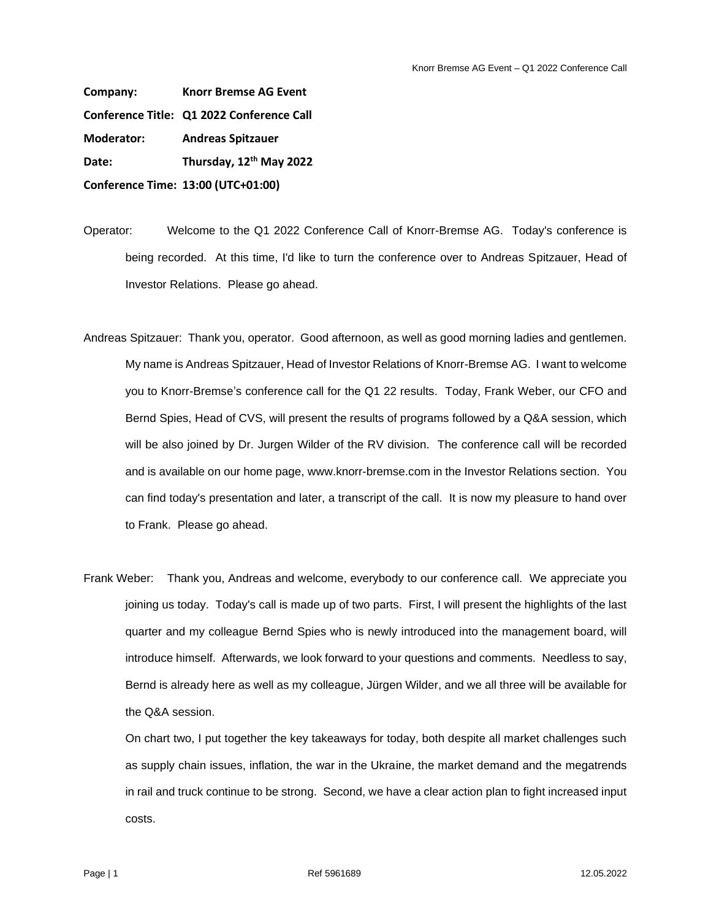**Company:** **Knorr Bremse AG Event**

**Conference Title:** **Q1 2022 Conference Call**

**Moderator:** **Andreas Spitzauer**

**Date:** **Thursday, 12th May 2022**

**Conference Time:** **13:00 (UTC+01:00)**

Operator: Welcome to the Q1 2022 Conference Call of Knorr-Bremse AG. Today's conference is being recorded. At this time, I'd like to turn the conference over to Andreas Spitzauer, Head of Investor Relations. Please go ahead.

Andreas Spitzauer: Thank you, operator. Good afternoon, as well as good morning ladies and gentlemen. My name is Andreas Spitzauer, Head of Investor Relations of Knorr-Bremse AG. I want to welcome you to Knorr-Bremse's conference call for the Q1 22 results. Today, Frank Weber, our CFO and Bernd Spies, Head of CVS, will present the results of programs followed by a Q&A session, which will be also joined by Dr. Jurgen Wilder of the RV division. The conference call will be recorded and is available on our home page, www.knorr-bremse.com in the Investor Relations section. You can find today's presentation and later, a transcript of the call. It is now my pleasure to hand over to Frank. Please go ahead.

Frank Weber: Thank you, Andreas and welcome, everybody to our conference call. We appreciate you joining us today. Today's call is made up of two parts. First, I will present the highlights of the last quarter and my colleague Bernd Spies who is newly introduced into the management board, will introduce himself. Afterwards, we look forward to your questions and comments. Needless to say, Bernd is already here as well as my colleague, Jürgen Wilder, and we all three will be available for the Q&A session.

On chart two, I put together the key takeaways for today, both despite all market challenges such as supply chain issues, inflation, the war in the Ukraine, the market demand and the megatrends in rail and truck continue to be strong. Second, we have a clear action plan to fight increased input costs.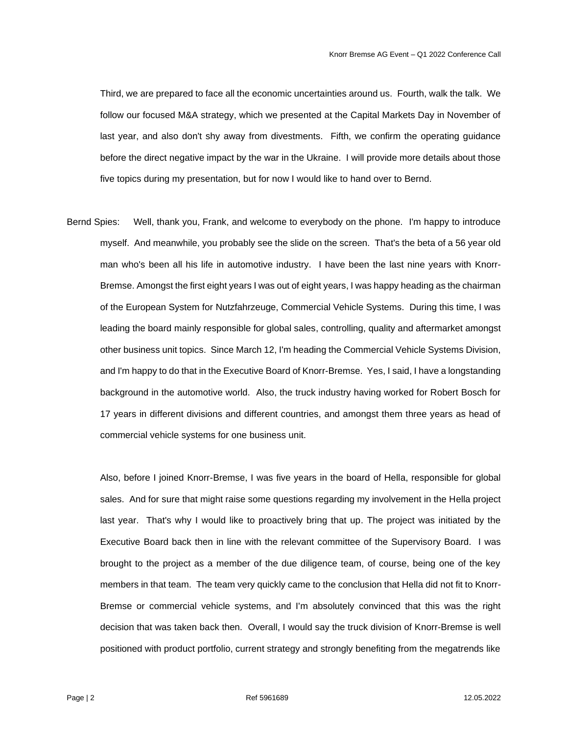Third, we are prepared to face all the economic uncertainties around us. Fourth, walk the talk. We follow our focused M&A strategy, which we presented at the Capital Markets Day in November of last year, and also don't shy away from divestments. Fifth, we confirm the operating guidance before the direct negative impact by the war in the Ukraine. I will provide more details about those five topics during my presentation, but for now I would like to hand over to Bernd.

Bernd Spies: Well, thank you, Frank, and welcome to everybody on the phone. I'm happy to introduce myself. And meanwhile, you probably see the slide on the screen. That's the beta of a 56 year old man who's been all his life in automotive industry. I have been the last nine years with Knorr-Bremse. Amongst the first eight years I was out of eight years, I was happy heading as the chairman of the European System for Nutzfahrzeuge, Commercial Vehicle Systems. During this time, I was leading the board mainly responsible for global sales, controlling, quality and aftermarket amongst other business unit topics. Since March 12, I'm heading the Commercial Vehicle Systems Division, and I'm happy to do that in the Executive Board of Knorr-Bremse. Yes, I said, I have a longstanding background in the automotive world. Also, the truck industry having worked for Robert Bosch for 17 years in different divisions and different countries, and amongst them three years as head of commercial vehicle systems for one business unit.

Also, before I joined Knorr-Bremse, I was five years in the board of Hella, responsible for global sales. And for sure that might raise some questions regarding my involvement in the Hella project last year. That's why I would like to proactively bring that up. The project was initiated by the Executive Board back then in line with the relevant committee of the Supervisory Board. I was brought to the project as a member of the due diligence team, of course, being one of the key members in that team. The team very quickly came to the conclusion that Hella did not fit to Knorr-Bremse or commercial vehicle systems, and I'm absolutely convinced that this was the right decision that was taken back then. Overall, I would say the truck division of Knorr-Bremse is well positioned with product portfolio, current strategy and strongly benefiting from the megatrends like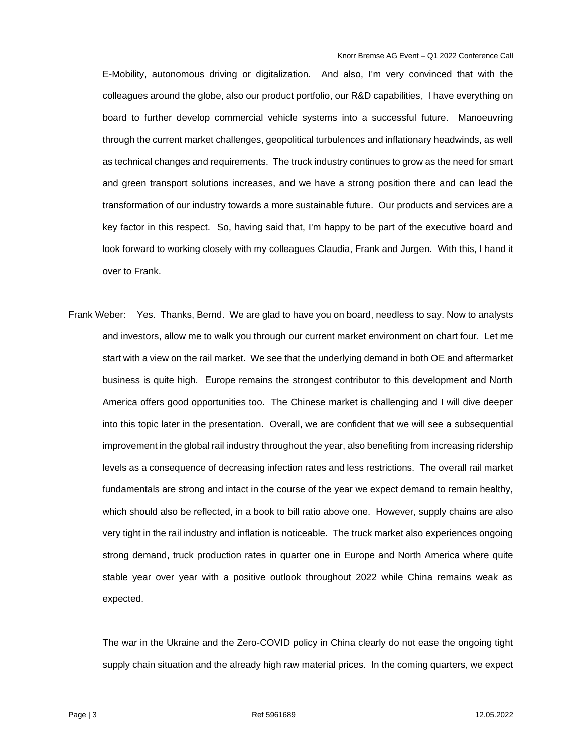E-Mobility, autonomous driving or digitalization. And also, I'm very convinced that with the colleagues around the globe, also our product portfolio, our R&D capabilities, I have everything on board to further develop commercial vehicle systems into a successful future. Manoeuvring through the current market challenges, geopolitical turbulences and inflationary headwinds, as well as technical changes and requirements. The truck industry continues to grow as the need for smart and green transport solutions increases, and we have a strong position there and can lead the transformation of our industry towards a more sustainable future. Our products and services are a key factor in this respect. So, having said that, I'm happy to be part of the executive board and look forward to working closely with my colleagues Claudia, Frank and Jurgen. With this, I hand it over to Frank.

Frank Weber: Yes. Thanks, Bernd. We are glad to have you on board, needless to say. Now to analysts and investors, allow me to walk you through our current market environment on chart four. Let me start with a view on the rail market. We see that the underlying demand in both OE and aftermarket business is quite high. Europe remains the strongest contributor to this development and North America offers good opportunities too. The Chinese market is challenging and I will dive deeper into this topic later in the presentation. Overall, we are confident that we will see a subsequential improvement in the global rail industry throughout the year, also benefiting from increasing ridership levels as a consequence of decreasing infection rates and less restrictions. The overall rail market fundamentals are strong and intact in the course of the year we expect demand to remain healthy, which should also be reflected, in a book to bill ratio above one. However, supply chains are also very tight in the rail industry and inflation is noticeable. The truck market also experiences ongoing strong demand, truck production rates in quarter one in Europe and North America where quite stable year over year with a positive outlook throughout 2022 while China remains weak as expected.

The war in the Ukraine and the Zero-COVID policy in China clearly do not ease the ongoing tight supply chain situation and the already high raw material prices. In the coming quarters, we expect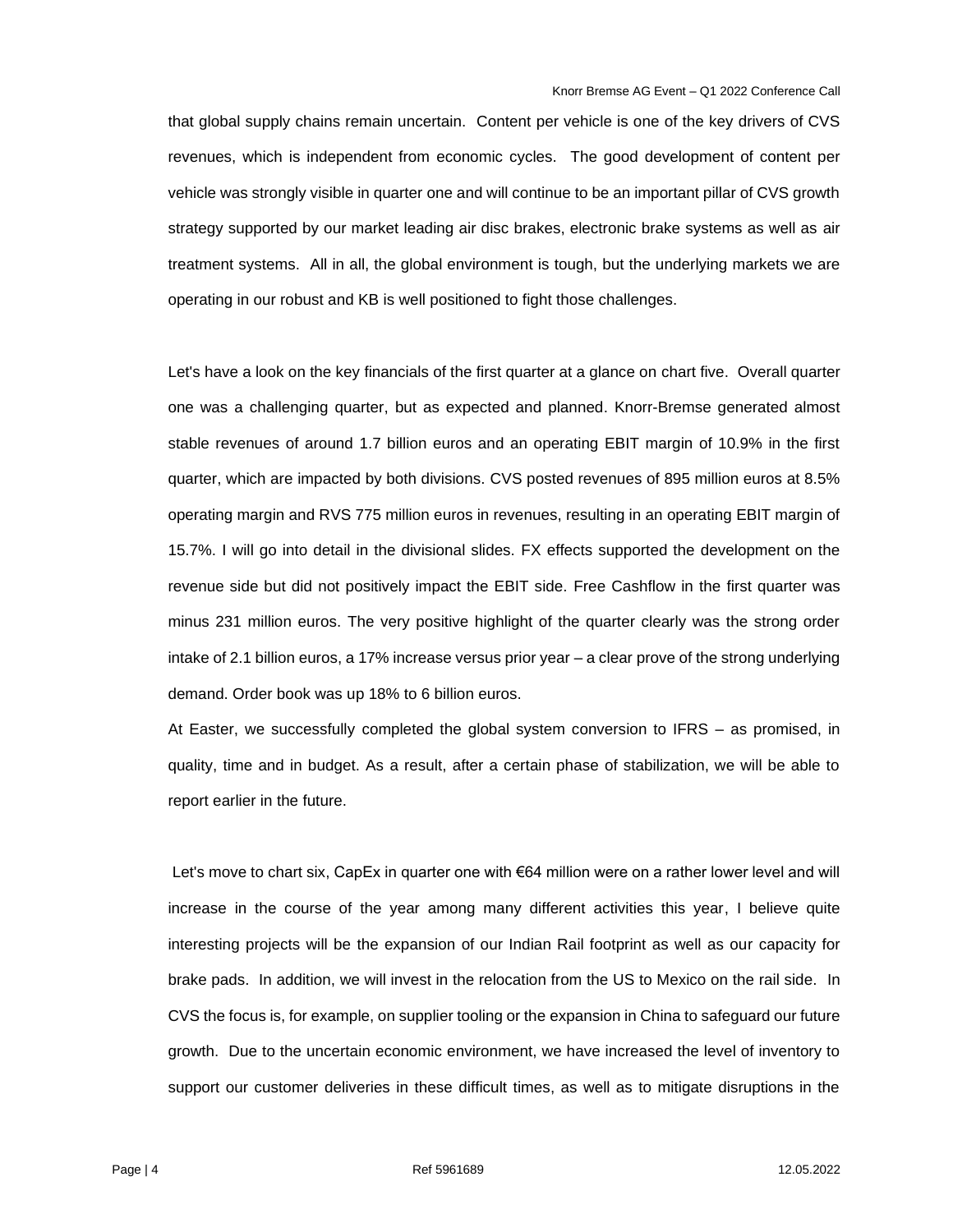that global supply chains remain uncertain.  Content per vehicle is one of the key drivers of CVS revenues, which is independent from economic cycles.  The good development of content per vehicle was strongly visible in quarter one and will continue to be an important pillar of CVS growth strategy supported by our market leading air disc brakes, electronic brake systems as well as air treatment systems.  All in all, the global environment is tough, but the underlying markets we are operating in our robust and KB is well positioned to fight those challenges.

Let's have a look on the key financials of the first quarter at a glance on chart five.  Overall quarter one was a challenging quarter, but as expected and planned. Knorr-Bremse generated almost stable revenues of around 1.7 billion euros and an operating EBIT margin of 10.9% in the first quarter, which are impacted by both divisions. CVS posted revenues of 895 million euros at 8.5% operating margin and RVS 775 million euros in revenues, resulting in an operating EBIT margin of 15.7%. I will go into detail in the divisional slides. FX effects supported the development on the revenue side but did not positively impact the EBIT side. Free Cashflow in the first quarter was minus 231 million euros. The very positive highlight of the quarter clearly was the strong order intake of 2.1 billion euros, a 17% increase versus prior year – a clear prove of the strong underlying demand. Order book was up 18% to 6 billion euros.

At Easter, we successfully completed the global system conversion to IFRS – as promised, in quality, time and in budget. As a result, after a certain phase of stabilization, we will be able to report earlier in the future.

Let's move to chart six, CapEx in quarter one with €64 million were on a rather lower level and will increase in the course of the year among many different activities this year, I believe quite interesting projects will be the expansion of our Indian Rail footprint as well as our capacity for brake pads.  In addition, we will invest in the relocation from the US to Mexico on the rail side.  In CVS the focus is, for example, on supplier tooling or the expansion in China to safeguard our future growth.  Due to the uncertain economic environment, we have increased the level of inventory to support our customer deliveries in these difficult times, as well as to mitigate disruptions in the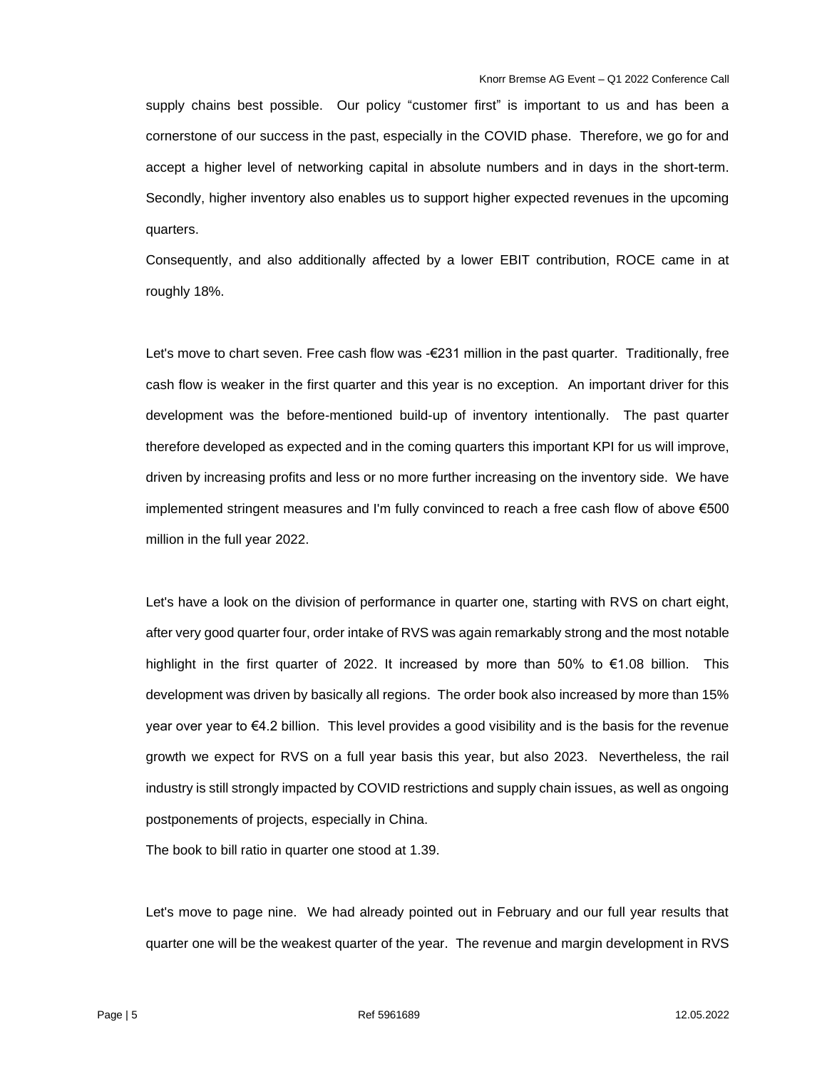supply chains best possible. Our policy "customer first" is important to us and has been a cornerstone of our success in the past, especially in the COVID phase. Therefore, we go for and accept a higher level of networking capital in absolute numbers and in days in the short-term. Secondly, higher inventory also enables us to support higher expected revenues in the upcoming quarters.

Consequently, and also additionally affected by a lower EBIT contribution, ROCE came in at roughly 18%.

Let's move to chart seven. Free cash flow was -€231 million in the past quarter. Traditionally, free cash flow is weaker in the first quarter and this year is no exception. An important driver for this development was the before-mentioned build-up of inventory intentionally. The past quarter therefore developed as expected and in the coming quarters this important KPI for us will improve, driven by increasing profits and less or no more further increasing on the inventory side. We have implemented stringent measures and I'm fully convinced to reach a free cash flow of above €500 million in the full year 2022.

Let's have a look on the division of performance in quarter one, starting with RVS on chart eight, after very good quarter four, order intake of RVS was again remarkably strong and the most notable highlight in the first quarter of 2022. It increased by more than 50% to €1.08 billion. This development was driven by basically all regions. The order book also increased by more than 15% year over year to €4.2 billion. This level provides a good visibility and is the basis for the revenue growth we expect for RVS on a full year basis this year, but also 2023. Nevertheless, the rail industry is still strongly impacted by COVID restrictions and supply chain issues, as well as ongoing postponements of projects, especially in China.

The book to bill ratio in quarter one stood at 1.39.

Let's move to page nine. We had already pointed out in February and our full year results that quarter one will be the weakest quarter of the year. The revenue and margin development in RVS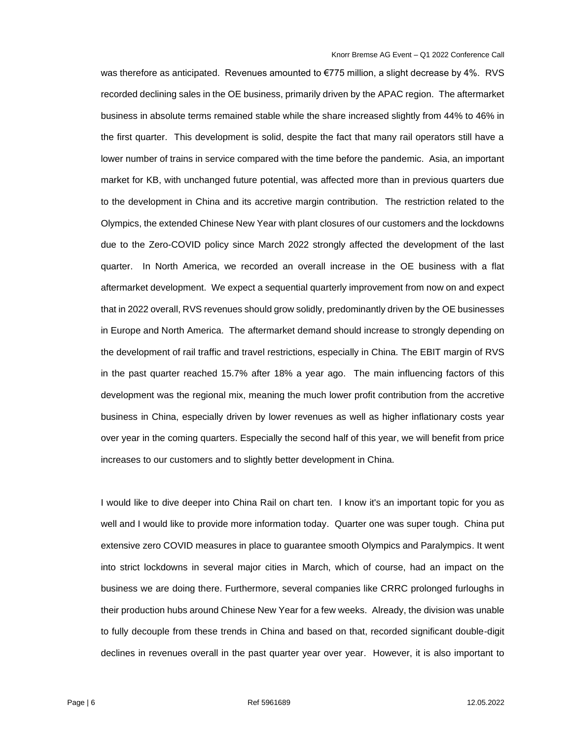was therefore as anticipated. Revenues amounted to €775 million, a slight decrease by 4%. RVS recorded declining sales in the OE business, primarily driven by the APAC region. The aftermarket business in absolute terms remained stable while the share increased slightly from 44% to 46% in the first quarter. This development is solid, despite the fact that many rail operators still have a lower number of trains in service compared with the time before the pandemic. Asia, an important market for KB, with unchanged future potential, was affected more than in previous quarters due to the development in China and its accretive margin contribution. The restriction related to the Olympics, the extended Chinese New Year with plant closures of our customers and the lockdowns due to the Zero-COVID policy since March 2022 strongly affected the development of the last quarter. In North America, we recorded an overall increase in the OE business with a flat aftermarket development. We expect a sequential quarterly improvement from now on and expect that in 2022 overall, RVS revenues should grow solidly, predominantly driven by the OE businesses in Europe and North America. The aftermarket demand should increase to strongly depending on the development of rail traffic and travel restrictions, especially in China. The EBIT margin of RVS in the past quarter reached 15.7% after 18% a year ago. The main influencing factors of this development was the regional mix, meaning the much lower profit contribution from the accretive business in China, especially driven by lower revenues as well as higher inflationary costs year over year in the coming quarters. Especially the second half of this year, we will benefit from price increases to our customers and to slightly better development in China.

I would like to dive deeper into China Rail on chart ten. I know it's an important topic for you as well and I would like to provide more information today. Quarter one was super tough. China put extensive zero COVID measures in place to guarantee smooth Olympics and Paralympics. It went into strict lockdowns in several major cities in March, which of course, had an impact on the business we are doing there. Furthermore, several companies like CRRC prolonged furloughs in their production hubs around Chinese New Year for a few weeks. Already, the division was unable to fully decouple from these trends in China and based on that, recorded significant double-digit declines in revenues overall in the past quarter year over year. However, it is also important to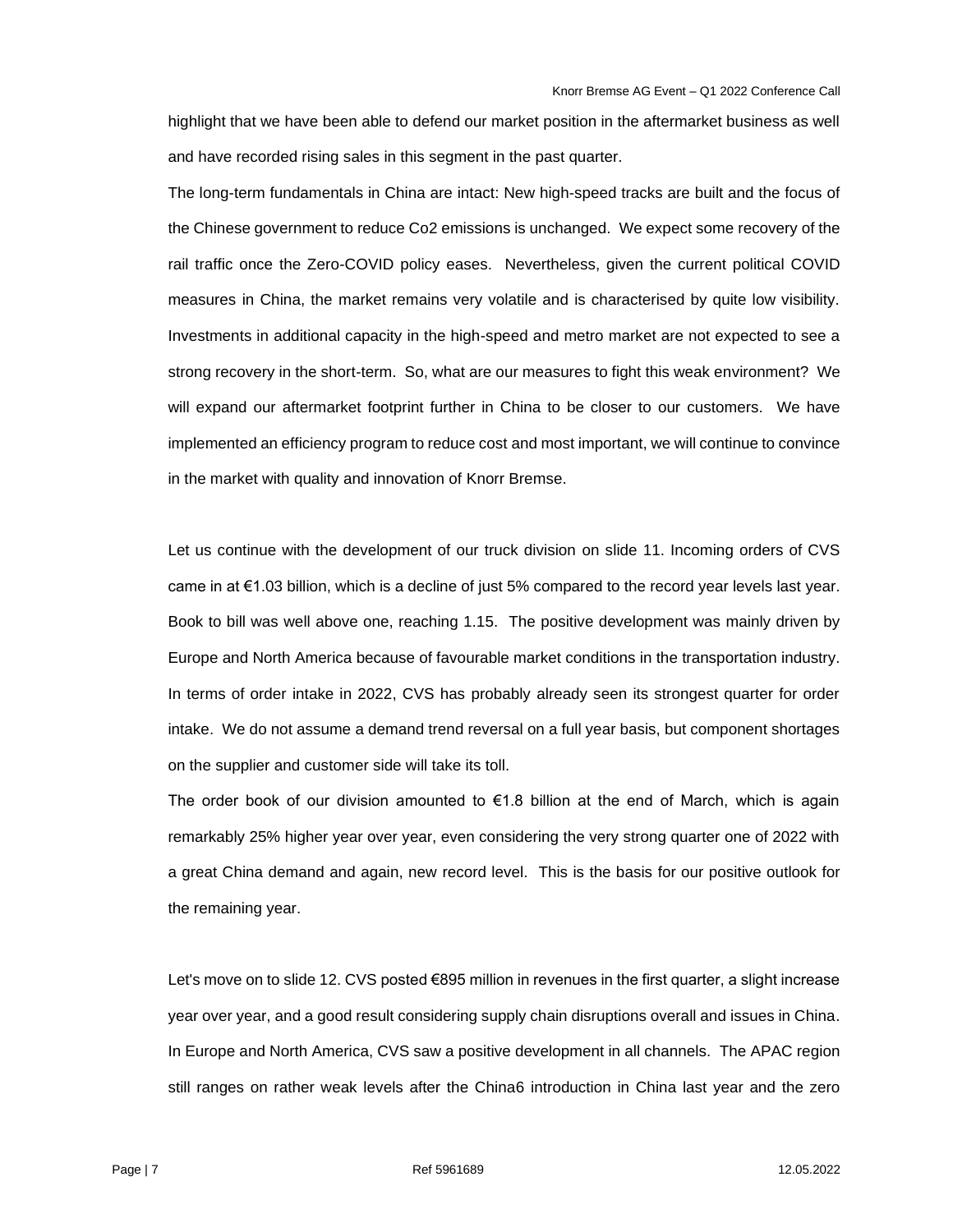highlight that we have been able to defend our market position in the aftermarket business as well and have recorded rising sales in this segment in the past quarter.

The long-term fundamentals in China are intact: New high-speed tracks are built and the focus of the Chinese government to reduce Co2 emissions is unchanged. We expect some recovery of the rail traffic once the Zero-COVID policy eases. Nevertheless, given the current political COVID measures in China, the market remains very volatile and is characterised by quite low visibility. Investments in additional capacity in the high-speed and metro market are not expected to see a strong recovery in the short-term. So, what are our measures to fight this weak environment? We will expand our aftermarket footprint further in China to be closer to our customers. We have implemented an efficiency program to reduce cost and most important, we will continue to convince in the market with quality and innovation of Knorr Bremse.

Let us continue with the development of our truck division on slide 11. Incoming orders of CVS came in at €1.03 billion, which is a decline of just 5% compared to the record year levels last year. Book to bill was well above one, reaching 1.15. The positive development was mainly driven by Europe and North America because of favourable market conditions in the transportation industry. In terms of order intake in 2022, CVS has probably already seen its strongest quarter for order intake. We do not assume a demand trend reversal on a full year basis, but component shortages on the supplier and customer side will take its toll.

The order book of our division amounted to €1.8 billion at the end of March, which is again remarkably 25% higher year over year, even considering the very strong quarter one of 2022 with a great China demand and again, new record level. This is the basis for our positive outlook for the remaining year.

Let's move on to slide 12. CVS posted €895 million in revenues in the first quarter, a slight increase year over year, and a good result considering supply chain disruptions overall and issues in China. In Europe and North America, CVS saw a positive development in all channels. The APAC region still ranges on rather weak levels after the China6 introduction in China last year and the zero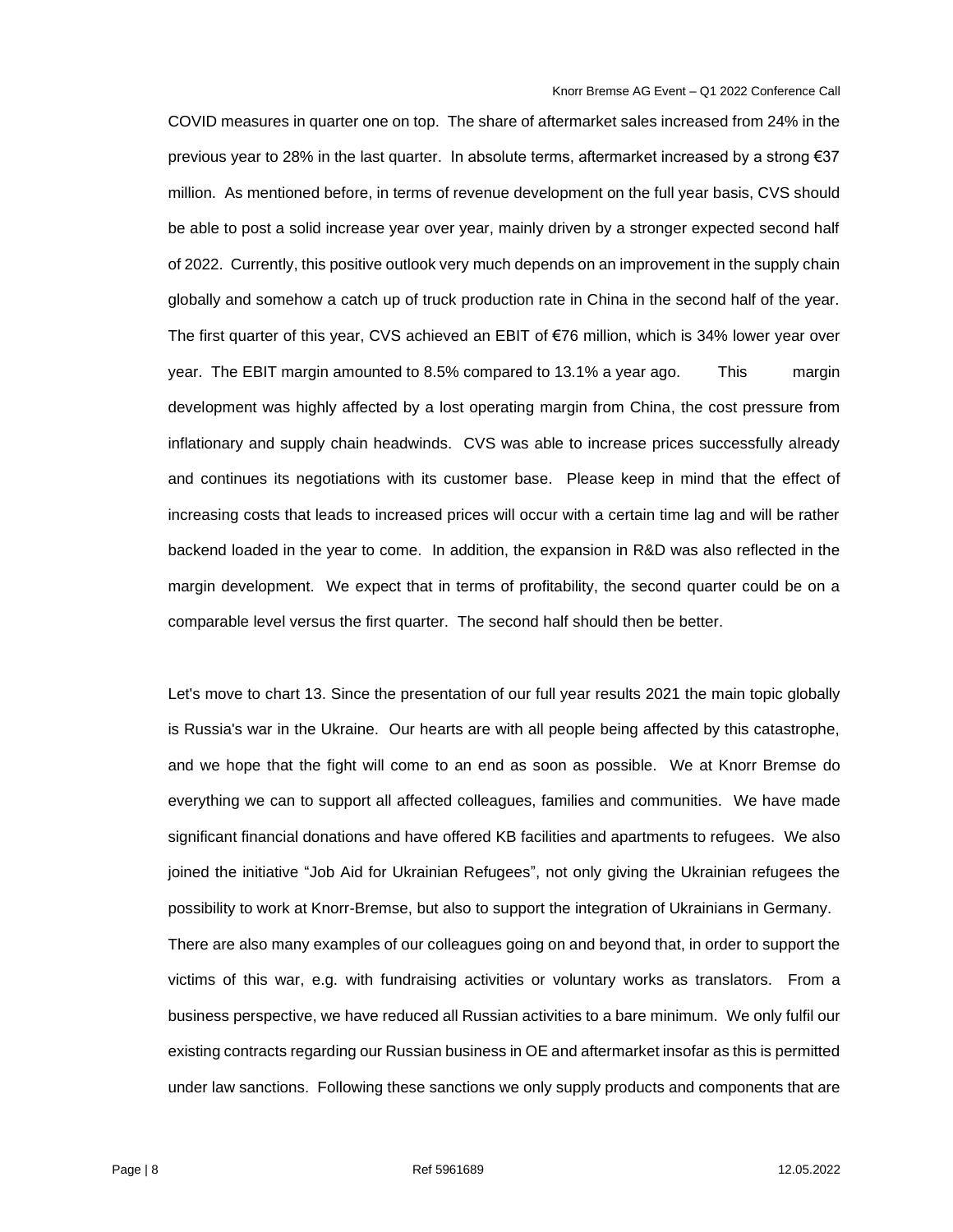COVID measures in quarter one on top. The share of aftermarket sales increased from 24% in the previous year to 28% in the last quarter. In absolute terms, aftermarket increased by a strong €37 million. As mentioned before, in terms of revenue development on the full year basis, CVS should be able to post a solid increase year over year, mainly driven by a stronger expected second half of 2022. Currently, this positive outlook very much depends on an improvement in the supply chain globally and somehow a catch up of truck production rate in China in the second half of the year. The first quarter of this year, CVS achieved an EBIT of €76 million, which is 34% lower year over year. The EBIT margin amounted to 8.5% compared to 13.1% a year ago. This margin development was highly affected by a lost operating margin from China, the cost pressure from inflationary and supply chain headwinds. CVS was able to increase prices successfully already and continues its negotiations with its customer base. Please keep in mind that the effect of increasing costs that leads to increased prices will occur with a certain time lag and will be rather backend loaded in the year to come. In addition, the expansion in R&D was also reflected in the margin development. We expect that in terms of profitability, the second quarter could be on a comparable level versus the first quarter. The second half should then be better.

Let's move to chart 13. Since the presentation of our full year results 2021 the main topic globally is Russia's war in the Ukraine. Our hearts are with all people being affected by this catastrophe, and we hope that the fight will come to an end as soon as possible. We at Knorr Bremse do everything we can to support all affected colleagues, families and communities. We have made significant financial donations and have offered KB facilities and apartments to refugees. We also joined the initiative "Job Aid for Ukrainian Refugees", not only giving the Ukrainian refugees the possibility to work at Knorr-Bremse, but also to support the integration of Ukrainians in Germany. There are also many examples of our colleagues going on and beyond that, in order to support the victims of this war, e.g. with fundraising activities or voluntary works as translators. From a business perspective, we have reduced all Russian activities to a bare minimum. We only fulfil our existing contracts regarding our Russian business in OE and aftermarket insofar as this is permitted under law sanctions. Following these sanctions we only supply products and components that are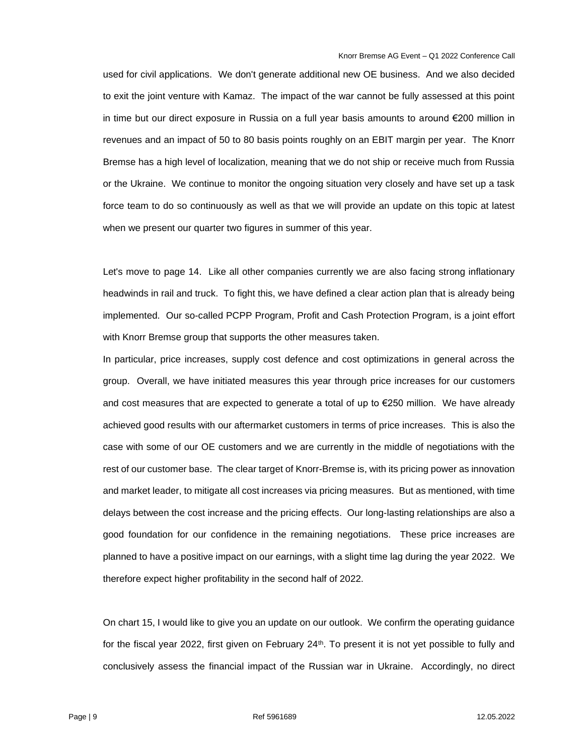used for civil applications. We don't generate additional new OE business. And we also decided to exit the joint venture with Kamaz. The impact of the war cannot be fully assessed at this point in time but our direct exposure in Russia on a full year basis amounts to around €200 million in revenues and an impact of 50 to 80 basis points roughly on an EBIT margin per year. The Knorr Bremse has a high level of localization, meaning that we do not ship or receive much from Russia or the Ukraine. We continue to monitor the ongoing situation very closely and have set up a task force team to do so continuously as well as that we will provide an update on this topic at latest when we present our quarter two figures in summer of this year.

Let's move to page 14. Like all other companies currently we are also facing strong inflationary headwinds in rail and truck. To fight this, we have defined a clear action plan that is already being implemented. Our so-called PCPP Program, Profit and Cash Protection Program, is a joint effort with Knorr Bremse group that supports the other measures taken.

In particular, price increases, supply cost defence and cost optimizations in general across the group. Overall, we have initiated measures this year through price increases for our customers and cost measures that are expected to generate a total of up to €250 million. We have already achieved good results with our aftermarket customers in terms of price increases. This is also the case with some of our OE customers and we are currently in the middle of negotiations with the rest of our customer base. The clear target of Knorr-Bremse is, with its pricing power as innovation and market leader, to mitigate all cost increases via pricing measures. But as mentioned, with time delays between the cost increase and the pricing effects. Our long-lasting relationships are also a good foundation for our confidence in the remaining negotiations. These price increases are planned to have a positive impact on our earnings, with a slight time lag during the year 2022. We therefore expect higher profitability in the second half of 2022.

On chart 15, I would like to give you an update on our outlook. We confirm the operating guidance for the fiscal year 2022, first given on February 24th. To present it is not yet possible to fully and conclusively assess the financial impact of the Russian war in Ukraine. Accordingly, no direct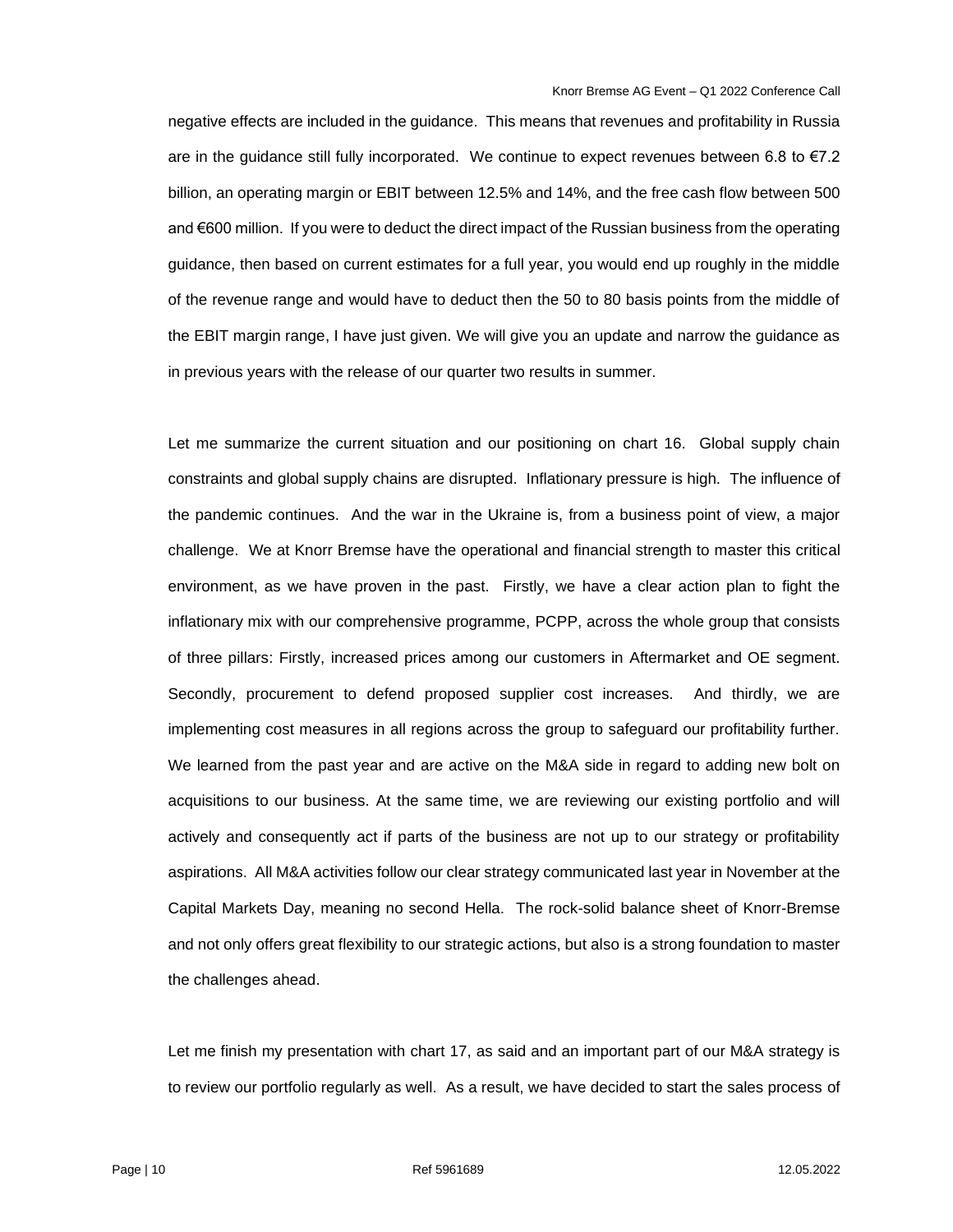negative effects are included in the guidance. This means that revenues and profitability in Russia are in the guidance still fully incorporated. We continue to expect revenues between 6.8 to €7.2 billion, an operating margin or EBIT between 12.5% and 14%, and the free cash flow between 500 and €600 million. If you were to deduct the direct impact of the Russian business from the operating guidance, then based on current estimates for a full year, you would end up roughly in the middle of the revenue range and would have to deduct then the 50 to 80 basis points from the middle of the EBIT margin range, I have just given. We will give you an update and narrow the guidance as in previous years with the release of our quarter two results in summer.

Let me summarize the current situation and our positioning on chart 16. Global supply chain constraints and global supply chains are disrupted. Inflationary pressure is high. The influence of the pandemic continues. And the war in the Ukraine is, from a business point of view, a major challenge. We at Knorr Bremse have the operational and financial strength to master this critical environment, as we have proven in the past. Firstly, we have a clear action plan to fight the inflationary mix with our comprehensive programme, PCPP, across the whole group that consists of three pillars: Firstly, increased prices among our customers in Aftermarket and OE segment. Secondly, procurement to defend proposed supplier cost increases. And thirdly, we are implementing cost measures in all regions across the group to safeguard our profitability further. We learned from the past year and are active on the M&A side in regard to adding new bolt on acquisitions to our business. At the same time, we are reviewing our existing portfolio and will actively and consequently act if parts of the business are not up to our strategy or profitability aspirations. All M&A activities follow our clear strategy communicated last year in November at the Capital Markets Day, meaning no second Hella. The rock-solid balance sheet of Knorr-Bremse and not only offers great flexibility to our strategic actions, but also is a strong foundation to master the challenges ahead.

Let me finish my presentation with chart 17, as said and an important part of our M&A strategy is to review our portfolio regularly as well. As a result, we have decided to start the sales process of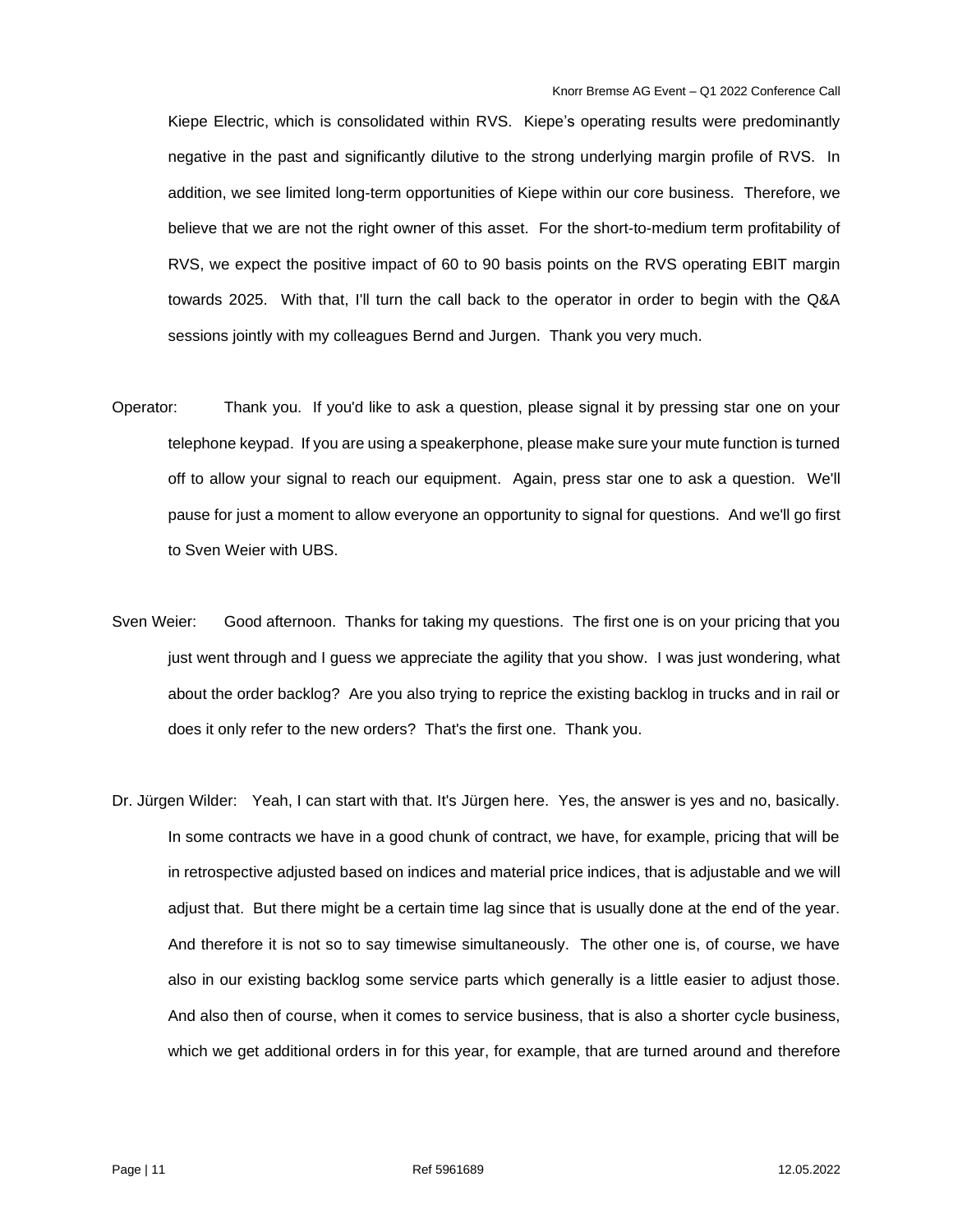Kiepe Electric, which is consolidated within RVS. Kiepe's operating results were predominantly negative in the past and significantly dilutive to the strong underlying margin profile of RVS. In addition, we see limited long-term opportunities of Kiepe within our core business. Therefore, we believe that we are not the right owner of this asset. For the short-to-medium term profitability of RVS, we expect the positive impact of 60 to 90 basis points on the RVS operating EBIT margin towards 2025. With that, I'll turn the call back to the operator in order to begin with the Q&A sessions jointly with my colleagues Bernd and Jurgen. Thank you very much.

Operator: Thank you. If you'd like to ask a question, please signal it by pressing star one on your telephone keypad. If you are using a speakerphone, please make sure your mute function is turned off to allow your signal to reach our equipment. Again, press star one to ask a question. We'll pause for just a moment to allow everyone an opportunity to signal for questions. And we'll go first to Sven Weier with UBS.

Sven Weier: Good afternoon. Thanks for taking my questions. The first one is on your pricing that you just went through and I guess we appreciate the agility that you show. I was just wondering, what about the order backlog? Are you also trying to reprice the existing backlog in trucks and in rail or does it only refer to the new orders? That's the first one. Thank you.

Dr. Jürgen Wilder: Yeah, I can start with that. It's Jürgen here. Yes, the answer is yes and no, basically. In some contracts we have in a good chunk of contract, we have, for example, pricing that will be in retrospective adjusted based on indices and material price indices, that is adjustable and we will adjust that. But there might be a certain time lag since that is usually done at the end of the year. And therefore it is not so to say timewise simultaneously. The other one is, of course, we have also in our existing backlog some service parts which generally is a little easier to adjust those. And also then of course, when it comes to service business, that is also a shorter cycle business, which we get additional orders in for this year, for example, that are turned around and therefore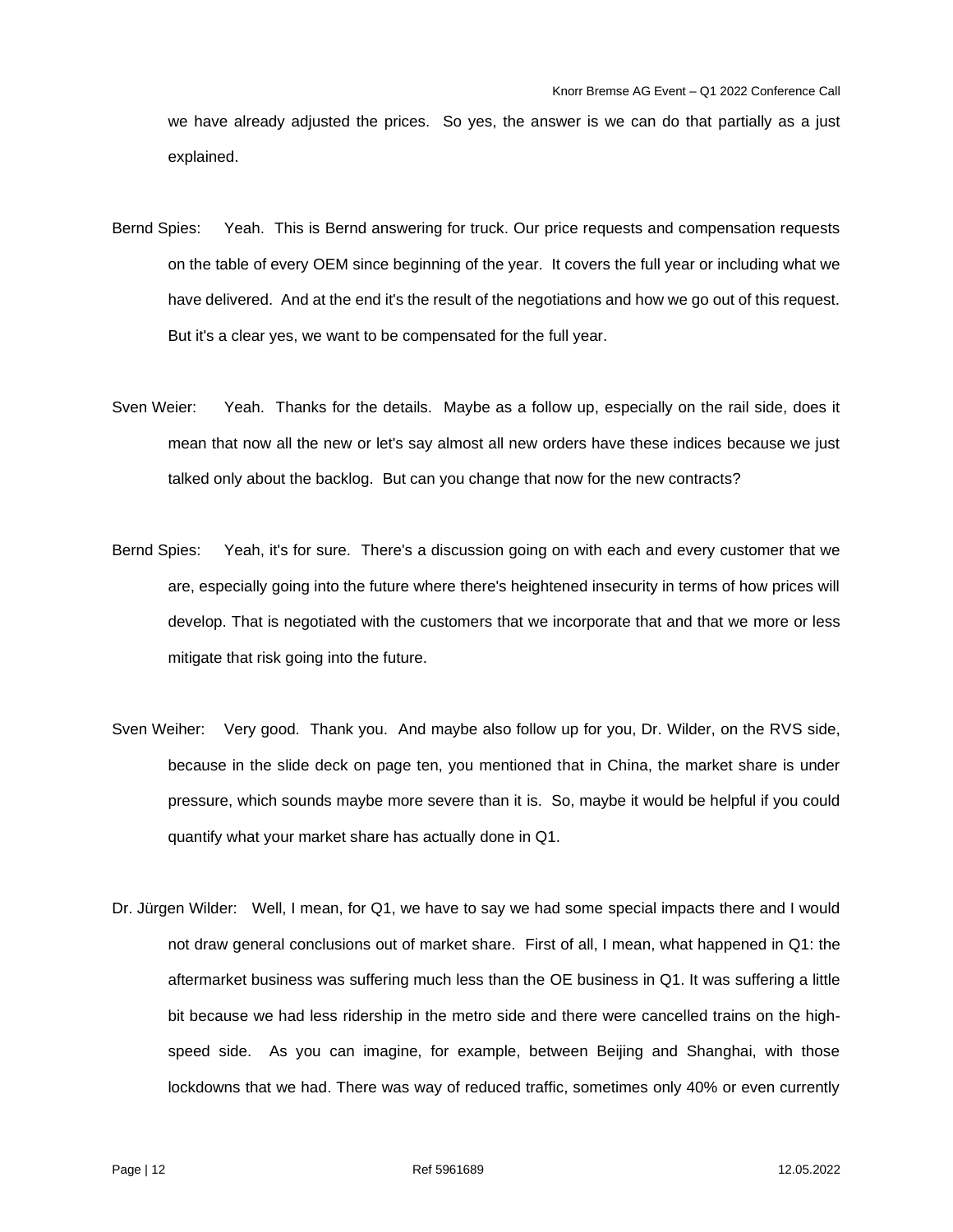we have already adjusted the prices. So yes, the answer is we can do that partially as a just explained.

Bernd Spies: Yeah. This is Bernd answering for truck. Our price requests and compensation requests on the table of every OEM since beginning of the year. It covers the full year or including what we have delivered. And at the end it's the result of the negotiations and how we go out of this request. But it's a clear yes, we want to be compensated for the full year.

Sven Weier: Yeah. Thanks for the details. Maybe as a follow up, especially on the rail side, does it mean that now all the new or let's say almost all new orders have these indices because we just talked only about the backlog. But can you change that now for the new contracts?

Bernd Spies: Yeah, it's for sure. There's a discussion going on with each and every customer that we are, especially going into the future where there's heightened insecurity in terms of how prices will develop. That is negotiated with the customers that we incorporate that and that we more or less mitigate that risk going into the future.

Sven Weiher: Very good. Thank you. And maybe also follow up for you, Dr. Wilder, on the RVS side, because in the slide deck on page ten, you mentioned that in China, the market share is under pressure, which sounds maybe more severe than it is. So, maybe it would be helpful if you could quantify what your market share has actually done in Q1.

Dr. Jürgen Wilder: Well, I mean, for Q1, we have to say we had some special impacts there and I would not draw general conclusions out of market share. First of all, I mean, what happened in Q1: the aftermarket business was suffering much less than the OE business in Q1. It was suffering a little bit because we had less ridership in the metro side and there were cancelled trains on the high-speed side. As you can imagine, for example, between Beijing and Shanghai, with those lockdowns that we had. There was way of reduced traffic, sometimes only 40% or even currently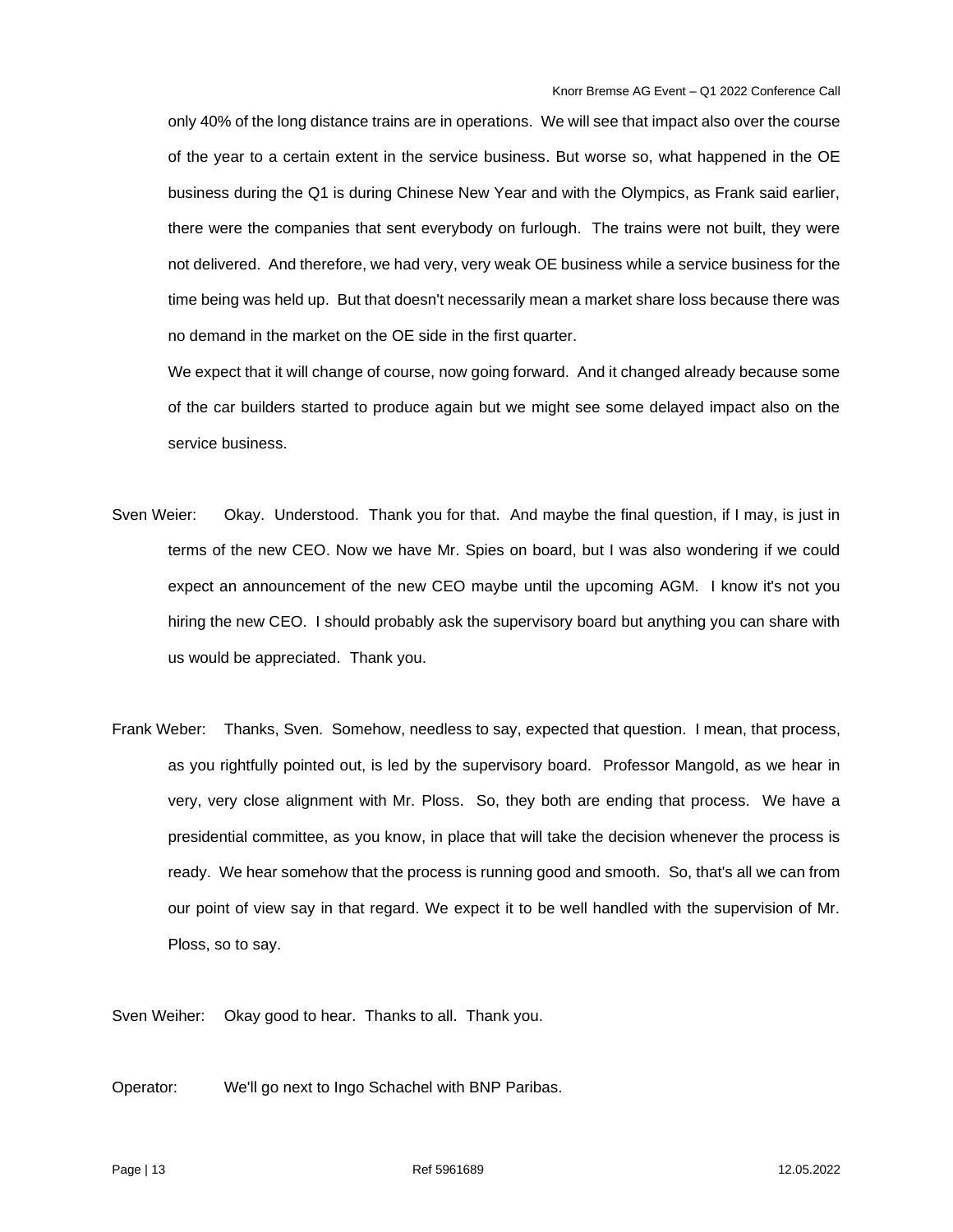only 40% of the long distance trains are in operations. We will see that impact also over the course of the year to a certain extent in the service business. But worse so, what happened in the OE business during the Q1 is during Chinese New Year and with the Olympics, as Frank said earlier, there were the companies that sent everybody on furlough. The trains were not built, they were not delivered. And therefore, we had very, very weak OE business while a service business for the time being was held up. But that doesn't necessarily mean a market share loss because there was no demand in the market on the OE side in the first quarter.

We expect that it will change of course, now going forward. And it changed already because some of the car builders started to produce again but we might see some delayed impact also on the service business.

Sven Weier: Okay. Understood. Thank you for that. And maybe the final question, if I may, is just in terms of the new CEO. Now we have Mr. Spies on board, but I was also wondering if we could expect an announcement of the new CEO maybe until the upcoming AGM. I know it's not you hiring the new CEO. I should probably ask the supervisory board but anything you can share with us would be appreciated. Thank you.

Frank Weber: Thanks, Sven. Somehow, needless to say, expected that question. I mean, that process, as you rightfully pointed out, is led by the supervisory board. Professor Mangold, as we hear in very, very close alignment with Mr. Ploss. So, they both are ending that process. We have a presidential committee, as you know, in place that will take the decision whenever the process is ready. We hear somehow that the process is running good and smooth. So, that's all we can from our point of view say in that regard. We expect it to be well handled with the supervision of Mr. Ploss, so to say.

Sven Weiher: Okay good to hear. Thanks to all. Thank you.

Operator: We'll go next to Ingo Schachel with BNP Paribas.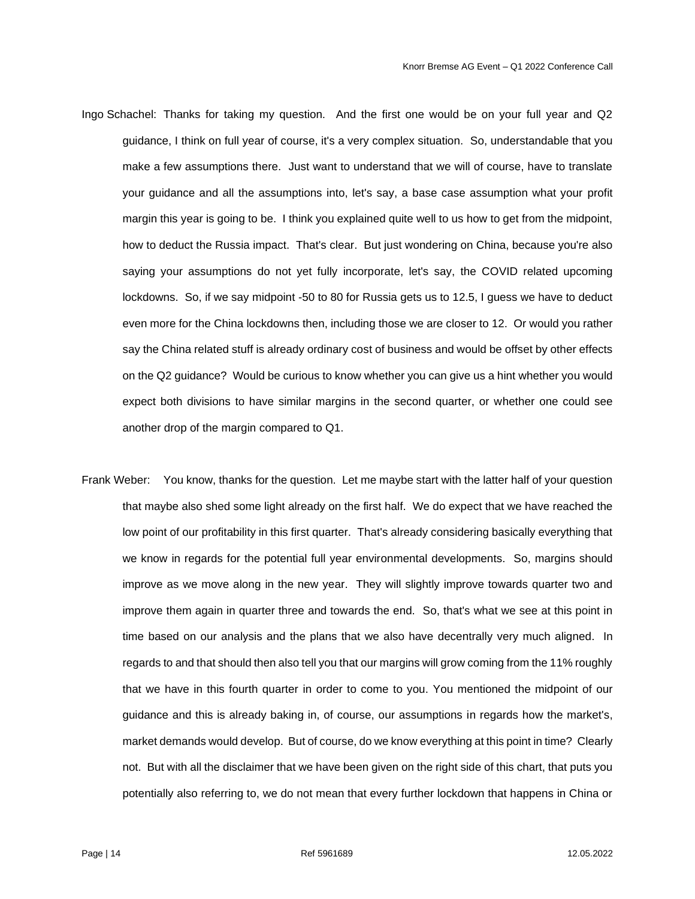Ingo Schachel: Thanks for taking my question. And the first one would be on your full year and Q2 guidance, I think on full year of course, it's a very complex situation. So, understandable that you make a few assumptions there. Just want to understand that we will of course, have to translate your guidance and all the assumptions into, let's say, a base case assumption what your profit margin this year is going to be. I think you explained quite well to us how to get from the midpoint, how to deduct the Russia impact. That's clear. But just wondering on China, because you're also saying your assumptions do not yet fully incorporate, let's say, the COVID related upcoming lockdowns. So, if we say midpoint -50 to 80 for Russia gets us to 12.5, I guess we have to deduct even more for the China lockdowns then, including those we are closer to 12. Or would you rather say the China related stuff is already ordinary cost of business and would be offset by other effects on the Q2 guidance? Would be curious to know whether you can give us a hint whether you would expect both divisions to have similar margins in the second quarter, or whether one could see another drop of the margin compared to Q1.

Frank Weber: You know, thanks for the question. Let me maybe start with the latter half of your question that maybe also shed some light already on the first half. We do expect that we have reached the low point of our profitability in this first quarter. That's already considering basically everything that we know in regards for the potential full year environmental developments. So, margins should improve as we move along in the new year. They will slightly improve towards quarter two and improve them again in quarter three and towards the end. So, that's what we see at this point in time based on our analysis and the plans that we also have decentrally very much aligned. In regards to and that should then also tell you that our margins will grow coming from the 11% roughly that we have in this fourth quarter in order to come to you. You mentioned the midpoint of our guidance and this is already baking in, of course, our assumptions in regards how the market's, market demands would develop. But of course, do we know everything at this point in time? Clearly not. But with all the disclaimer that we have been given on the right side of this chart, that puts you potentially also referring to, we do not mean that every further lockdown that happens in China or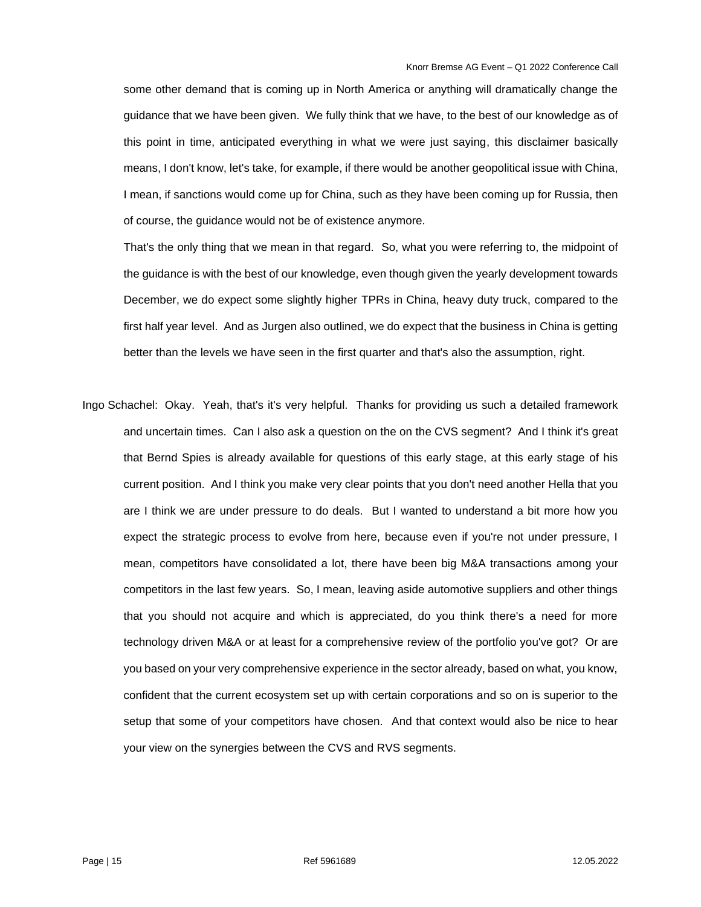some other demand that is coming up in North America or anything will dramatically change the guidance that we have been given. We fully think that we have, to the best of our knowledge as of this point in time, anticipated everything in what we were just saying, this disclaimer basically means, I don't know, let's take, for example, if there would be another geopolitical issue with China, I mean, if sanctions would come up for China, such as they have been coming up for Russia, then of course, the guidance would not be of existence anymore.

That's the only thing that we mean in that regard. So, what you were referring to, the midpoint of the guidance is with the best of our knowledge, even though given the yearly development towards December, we do expect some slightly higher TPRs in China, heavy duty truck, compared to the first half year level. And as Jurgen also outlined, we do expect that the business in China is getting better than the levels we have seen in the first quarter and that's also the assumption, right.

Ingo Schachel: Okay. Yeah, that's it's very helpful. Thanks for providing us such a detailed framework and uncertain times. Can I also ask a question on the on the CVS segment? And I think it's great that Bernd Spies is already available for questions of this early stage, at this early stage of his current position. And I think you make very clear points that you don't need another Hella that you are I think we are under pressure to do deals. But I wanted to understand a bit more how you expect the strategic process to evolve from here, because even if you're not under pressure, I mean, competitors have consolidated a lot, there have been big M&A transactions among your competitors in the last few years. So, I mean, leaving aside automotive suppliers and other things that you should not acquire and which is appreciated, do you think there's a need for more technology driven M&A or at least for a comprehensive review of the portfolio you've got? Or are you based on your very comprehensive experience in the sector already, based on what, you know, confident that the current ecosystem set up with certain corporations and so on is superior to the setup that some of your competitors have chosen. And that context would also be nice to hear your view on the synergies between the CVS and RVS segments.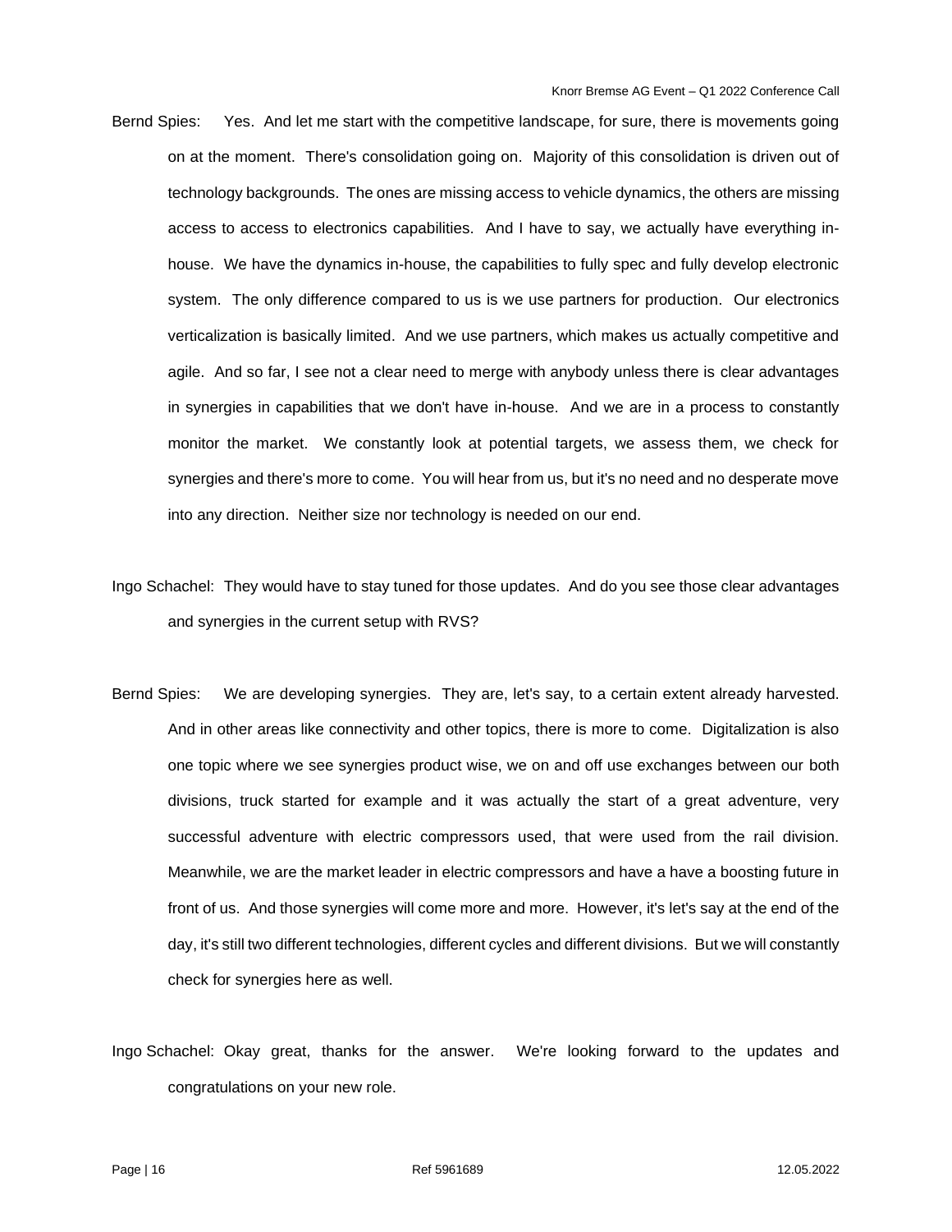Bernd Spies: Yes. And let me start with the competitive landscape, for sure, there is movements going on at the moment. There's consolidation going on. Majority of this consolidation is driven out of technology backgrounds. The ones are missing access to vehicle dynamics, the others are missing access to access to electronics capabilities. And I have to say, we actually have everything in-house. We have the dynamics in-house, the capabilities to fully spec and fully develop electronic system. The only difference compared to us is we use partners for production. Our electronics verticalization is basically limited. And we use partners, which makes us actually competitive and agile. And so far, I see not a clear need to merge with anybody unless there is clear advantages in synergies in capabilities that we don't have in-house. And we are in a process to constantly monitor the market. We constantly look at potential targets, we assess them, we check for synergies and there's more to come. You will hear from us, but it's no need and no desperate move into any direction. Neither size nor technology is needed on our end.

Ingo Schachel: They would have to stay tuned for those updates. And do you see those clear advantages and synergies in the current setup with RVS?

Bernd Spies: We are developing synergies. They are, let's say, to a certain extent already harvested. And in other areas like connectivity and other topics, there is more to come. Digitalization is also one topic where we see synergies product wise, we on and off use exchanges between our both divisions, truck started for example and it was actually the start of a great adventure, very successful adventure with electric compressors used, that were used from the rail division. Meanwhile, we are the market leader in electric compressors and have a have a boosting future in front of us. And those synergies will come more and more. However, it's let's say at the end of the day, it's still two different technologies, different cycles and different divisions. But we will constantly check for synergies here as well.

Ingo Schachel: Okay great, thanks for the answer. We're looking forward to the updates and congratulations on your new role.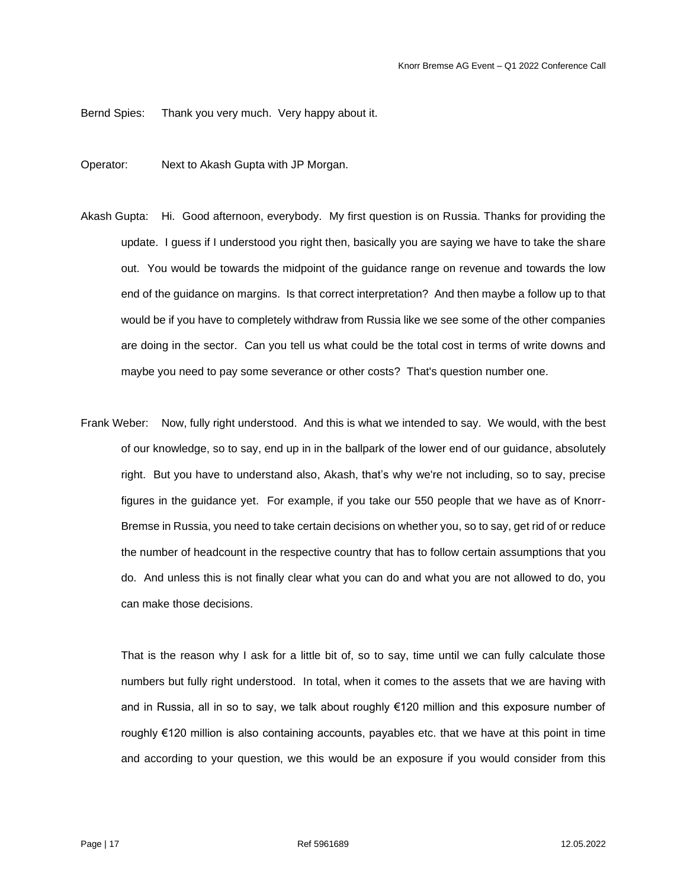Bernd Spies: Thank you very much. Very happy about it.

Operator: Next to Akash Gupta with JP Morgan.

Akash Gupta: Hi. Good afternoon, everybody. My first question is on Russia. Thanks for providing the update. I guess if I understood you right then, basically you are saying we have to take the share out. You would be towards the midpoint of the guidance range on revenue and towards the low end of the guidance on margins. Is that correct interpretation? And then maybe a follow up to that would be if you have to completely withdraw from Russia like we see some of the other companies are doing in the sector. Can you tell us what could be the total cost in terms of write downs and maybe you need to pay some severance or other costs? That's question number one.

Frank Weber: Now, fully right understood. And this is what we intended to say. We would, with the best of our knowledge, so to say, end up in in the ballpark of the lower end of our guidance, absolutely right. But you have to understand also, Akash, that's why we're not including, so to say, precise figures in the guidance yet. For example, if you take our 550 people that we have as of Knorr-Bremse in Russia, you need to take certain decisions on whether you, so to say, get rid of or reduce the number of headcount in the respective country that has to follow certain assumptions that you do. And unless this is not finally clear what you can do and what you are not allowed to do, you can make those decisions.

That is the reason why I ask for a little bit of, so to say, time until we can fully calculate those numbers but fully right understood. In total, when it comes to the assets that we are having with and in Russia, all in so to say, we talk about roughly €120 million and this exposure number of roughly €120 million is also containing accounts, payables etc. that we have at this point in time and according to your question, we this would be an exposure if you would consider from this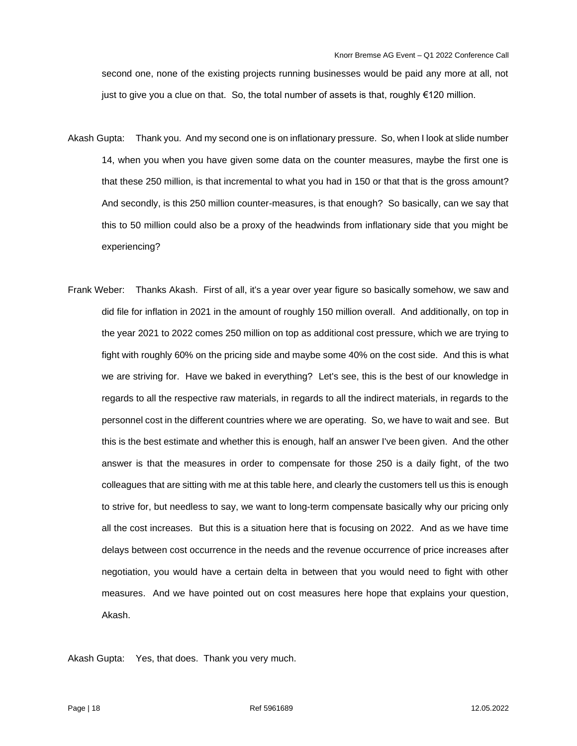second one, none of the existing projects running businesses would be paid any more at all, not just to give you a clue on that. So, the total number of assets is that, roughly €120 million.

Akash Gupta: Thank you. And my second one is on inflationary pressure. So, when I look at slide number 14, when you when you have given some data on the counter measures, maybe the first one is that these 250 million, is that incremental to what you had in 150 or that that is the gross amount? And secondly, is this 250 million counter-measures, is that enough? So basically, can we say that this to 50 million could also be a proxy of the headwinds from inflationary side that you might be experiencing?

Frank Weber: Thanks Akash. First of all, it's a year over year figure so basically somehow, we saw and did file for inflation in 2021 in the amount of roughly 150 million overall. And additionally, on top in the year 2021 to 2022 comes 250 million on top as additional cost pressure, which we are trying to fight with roughly 60% on the pricing side and maybe some 40% on the cost side. And this is what we are striving for. Have we baked in everything? Let's see, this is the best of our knowledge in regards to all the respective raw materials, in regards to all the indirect materials, in regards to the personnel cost in the different countries where we are operating. So, we have to wait and see. But this is the best estimate and whether this is enough, half an answer I've been given. And the other answer is that the measures in order to compensate for those 250 is a daily fight, of the two colleagues that are sitting with me at this table here, and clearly the customers tell us this is enough to strive for, but needless to say, we want to long-term compensate basically why our pricing only all the cost increases. But this is a situation here that is focusing on 2022. And as we have time delays between cost occurrence in the needs and the revenue occurrence of price increases after negotiation, you would have a certain delta in between that you would need to fight with other measures. And we have pointed out on cost measures here hope that explains your question, Akash.

Akash Gupta: Yes, that does. Thank you very much.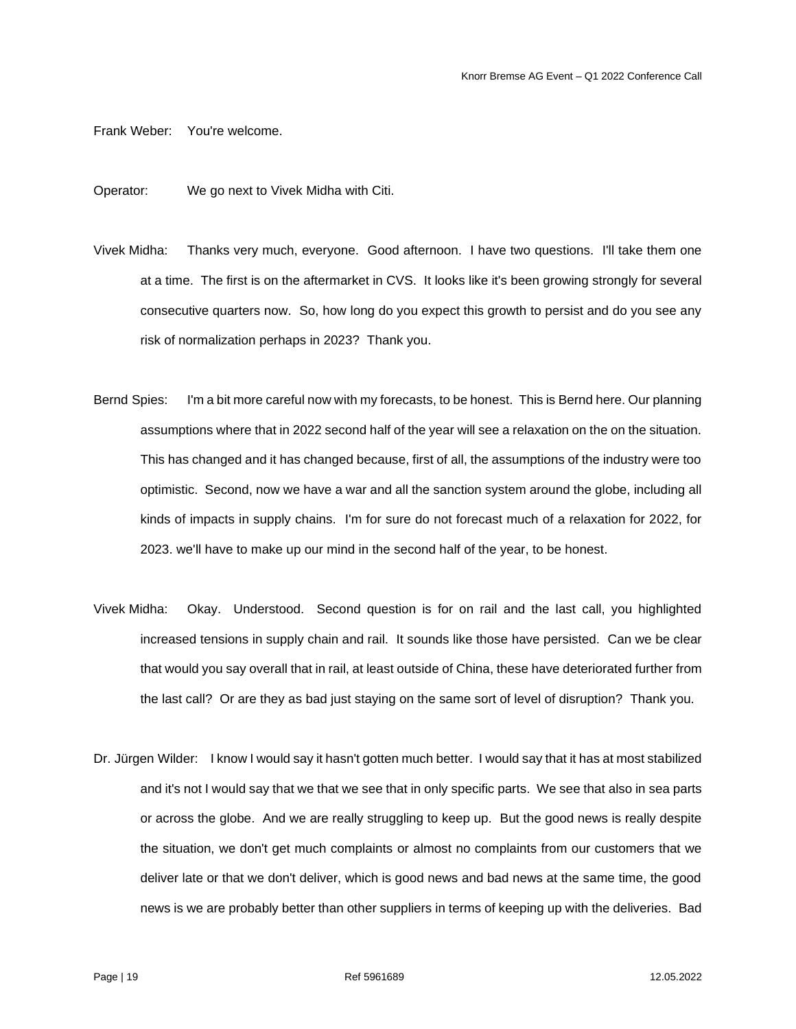Frank Weber: You're welcome.

Operator: We go next to Vivek Midha with Citi.

Vivek Midha: Thanks very much, everyone. Good afternoon. I have two questions. I'll take them one at a time. The first is on the aftermarket in CVS. It looks like it's been growing strongly for several consecutive quarters now. So, how long do you expect this growth to persist and do you see any risk of normalization perhaps in 2023? Thank you.

Bernd Spies: I'm a bit more careful now with my forecasts, to be honest. This is Bernd here. Our planning assumptions where that in 2022 second half of the year will see a relaxation on the on the situation. This has changed and it has changed because, first of all, the assumptions of the industry were too optimistic. Second, now we have a war and all the sanction system around the globe, including all kinds of impacts in supply chains. I'm for sure do not forecast much of a relaxation for 2022, for 2023. we'll have to make up our mind in the second half of the year, to be honest.

Vivek Midha: Okay. Understood. Second question is for on rail and the last call, you highlighted increased tensions in supply chain and rail. It sounds like those have persisted. Can we be clear that would you say overall that in rail, at least outside of China, these have deteriorated further from the last call? Or are they as bad just staying on the same sort of level of disruption? Thank you.

Dr. Jürgen Wilder: I know I would say it hasn't gotten much better. I would say that it has at most stabilized and it's not I would say that we that we see that in only specific parts. We see that also in sea parts or across the globe. And we are really struggling to keep up. But the good news is really despite the situation, we don't get much complaints or almost no complaints from our customers that we deliver late or that we don't deliver, which is good news and bad news at the same time, the good news is we are probably better than other suppliers in terms of keeping up with the deliveries. Bad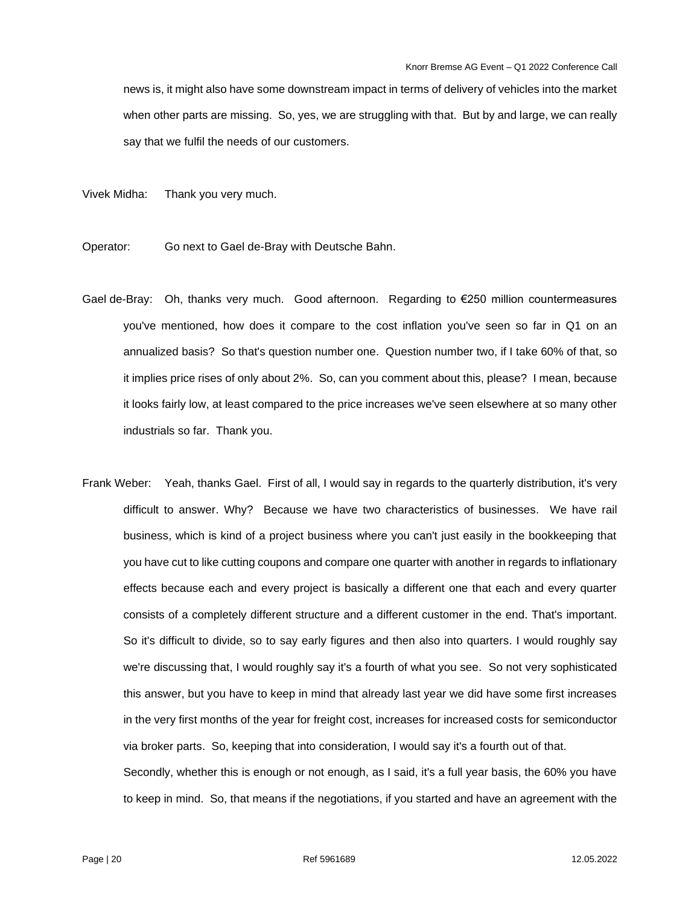news is, it might also have some downstream impact in terms of delivery of vehicles into the market when other parts are missing. So, yes, we are struggling with that. But by and large, we can really say that we fulfil the needs of our customers.

Vivek Midha: Thank you very much.

Operator: Go next to Gael de-Bray with Deutsche Bahn.

Gael de-Bray: Oh, thanks very much. Good afternoon. Regarding to €250 million countermeasures you've mentioned, how does it compare to the cost inflation you've seen so far in Q1 on an annualized basis? So that's question number one. Question number two, if I take 60% of that, so it implies price rises of only about 2%. So, can you comment about this, please? I mean, because it looks fairly low, at least compared to the price increases we've seen elsewhere at so many other industrials so far. Thank you.

Frank Weber: Yeah, thanks Gael. First of all, I would say in regards to the quarterly distribution, it's very difficult to answer. Why? Because we have two characteristics of businesses. We have rail business, which is kind of a project business where you can't just easily in the bookkeeping that you have cut to like cutting coupons and compare one quarter with another in regards to inflationary effects because each and every project is basically a different one that each and every quarter consists of a completely different structure and a different customer in the end. That's important. So it's difficult to divide, so to say early figures and then also into quarters. I would roughly say we're discussing that, I would roughly say it's a fourth of what you see. So not very sophisticated this answer, but you have to keep in mind that already last year we did have some first increases in the very first months of the year for freight cost, increases for increased costs for semiconductor via broker parts. So, keeping that into consideration, I would say it's a fourth out of that.

Secondly, whether this is enough or not enough, as I said, it's a full year basis, the 60% you have to keep in mind. So, that means if the negotiations, if you started and have an agreement with the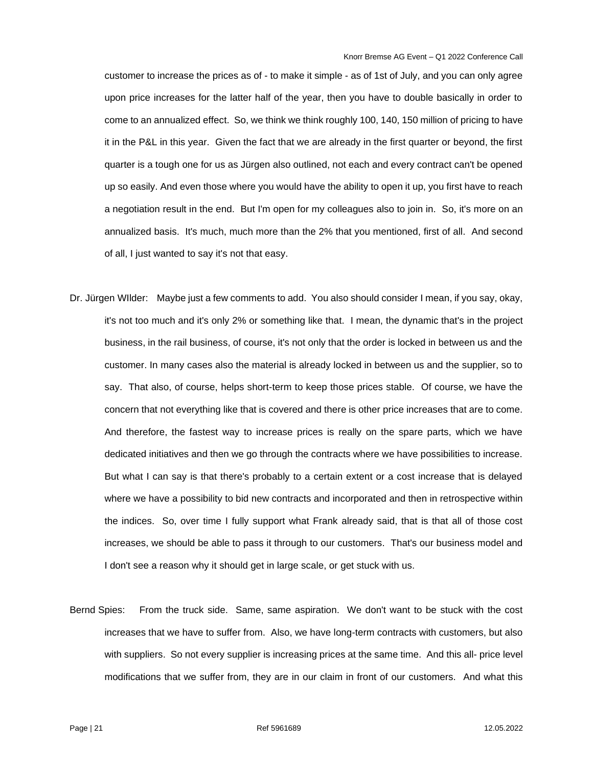customer to increase the prices as of - to make it simple - as of 1st of July, and you can only agree upon price increases for the latter half of the year, then you have to double basically in order to come to an annualized effect. So, we think we think roughly 100, 140, 150 million of pricing to have it in the P&L in this year. Given the fact that we are already in the first quarter or beyond, the first quarter is a tough one for us as Jürgen also outlined, not each and every contract can't be opened up so easily. And even those where you would have the ability to open it up, you first have to reach a negotiation result in the end. But I'm open for my colleagues also to join in. So, it's more on an annualized basis. It's much, much more than the 2% that you mentioned, first of all. And second of all, I just wanted to say it's not that easy.

Dr. Jürgen WIlder: Maybe just a few comments to add. You also should consider I mean, if you say, okay, it's not too much and it's only 2% or something like that. I mean, the dynamic that's in the project business, in the rail business, of course, it's not only that the order is locked in between us and the customer. In many cases also the material is already locked in between us and the supplier, so to say. That also, of course, helps short-term to keep those prices stable. Of course, we have the concern that not everything like that is covered and there is other price increases that are to come. And therefore, the fastest way to increase prices is really on the spare parts, which we have dedicated initiatives and then we go through the contracts where we have possibilities to increase. But what I can say is that there's probably to a certain extent or a cost increase that is delayed where we have a possibility to bid new contracts and incorporated and then in retrospective within the indices. So, over time I fully support what Frank already said, that is that all of those cost increases, we should be able to pass it through to our customers. That's our business model and I don't see a reason why it should get in large scale, or get stuck with us.

Bernd Spies: From the truck side. Same, same aspiration. We don't want to be stuck with the cost increases that we have to suffer from. Also, we have long-term contracts with customers, but also with suppliers. So not every supplier is increasing prices at the same time. And this all- price level modifications that we suffer from, they are in our claim in front of our customers. And what this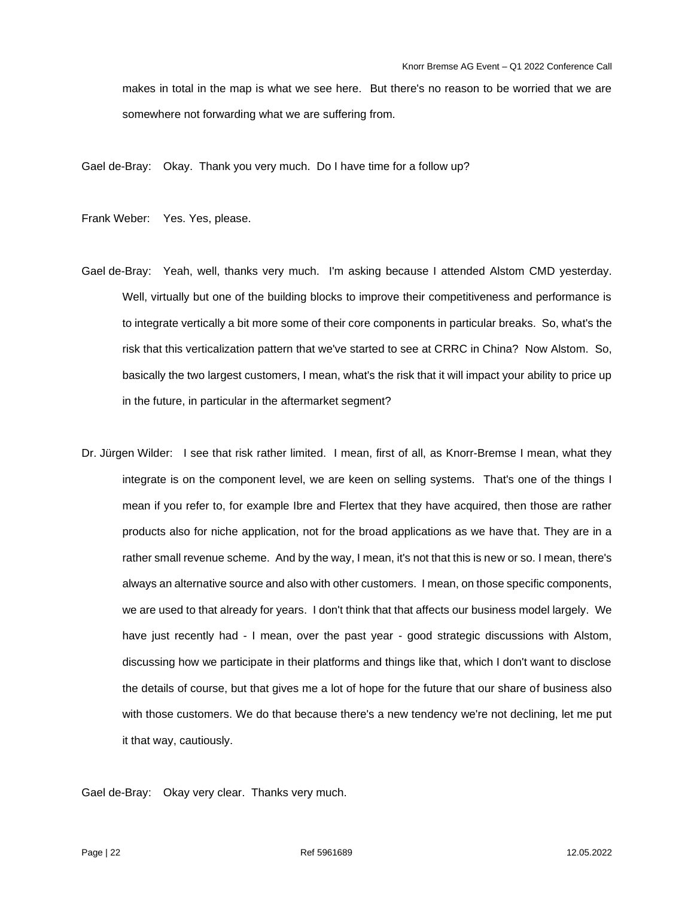makes in total in the map is what we see here. But there's no reason to be worried that we are somewhere not forwarding what we are suffering from.

Gael de-Bray: Okay. Thank you very much. Do I have time for a follow up?

Frank Weber: Yes. Yes, please.

Gael de-Bray: Yeah, well, thanks very much. I'm asking because I attended Alstom CMD yesterday. Well, virtually but one of the building blocks to improve their competitiveness and performance is to integrate vertically a bit more some of their core components in particular breaks. So, what's the risk that this verticalization pattern that we've started to see at CRRC in China? Now Alstom. So, basically the two largest customers, I mean, what's the risk that it will impact your ability to price up in the future, in particular in the aftermarket segment?

Dr. Jürgen Wilder: I see that risk rather limited. I mean, first of all, as Knorr-Bremse I mean, what they integrate is on the component level, we are keen on selling systems. That's one of the things I mean if you refer to, for example Ibre and Flertex that they have acquired, then those are rather products also for niche application, not for the broad applications as we have that. They are in a rather small revenue scheme. And by the way, I mean, it's not that this is new or so. I mean, there's always an alternative source and also with other customers. I mean, on those specific components, we are used to that already for years. I don't think that that affects our business model largely. We have just recently had - I mean, over the past year - good strategic discussions with Alstom, discussing how we participate in their platforms and things like that, which I don't want to disclose the details of course, but that gives me a lot of hope for the future that our share of business also with those customers. We do that because there's a new tendency we're not declining, let me put it that way, cautiously.

Gael de-Bray: Okay very clear. Thanks very much.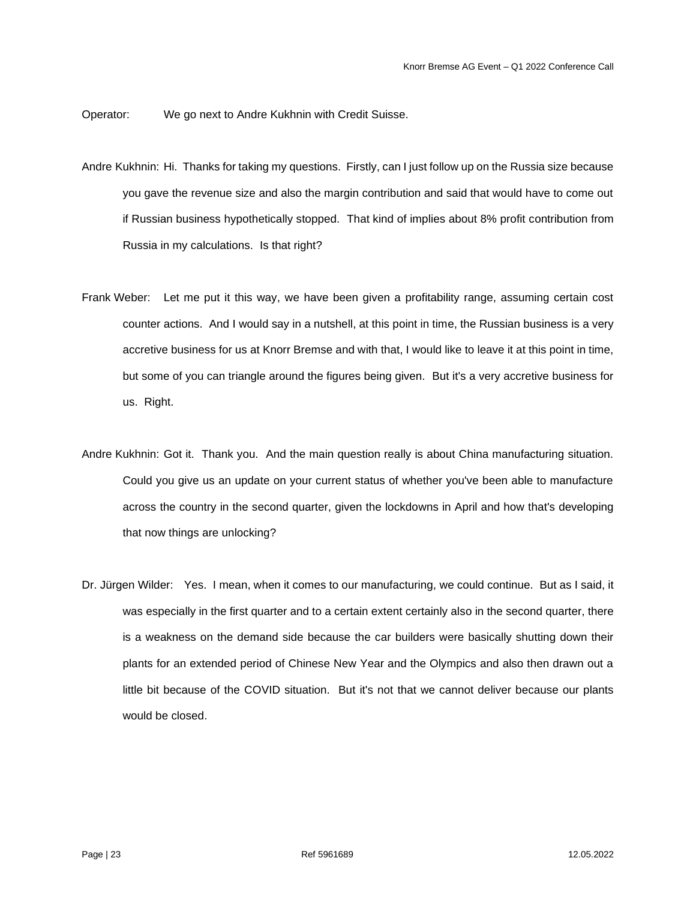Operator: We go next to Andre Kukhnin with Credit Suisse.

Andre Kukhnin: Hi. Thanks for taking my questions. Firstly, can I just follow up on the Russia size because you gave the revenue size and also the margin contribution and said that would have to come out if Russian business hypothetically stopped. That kind of implies about 8% profit contribution from Russia in my calculations. Is that right?

Frank Weber: Let me put it this way, we have been given a profitability range, assuming certain cost counter actions. And I would say in a nutshell, at this point in time, the Russian business is a very accretive business for us at Knorr Bremse and with that, I would like to leave it at this point in time, but some of you can triangle around the figures being given. But it's a very accretive business for us. Right.

Andre Kukhnin: Got it. Thank you. And the main question really is about China manufacturing situation. Could you give us an update on your current status of whether you've been able to manufacture across the country in the second quarter, given the lockdowns in April and how that's developing that now things are unlocking?

Dr. Jürgen Wilder: Yes. I mean, when it comes to our manufacturing, we could continue. But as I said, it was especially in the first quarter and to a certain extent certainly also in the second quarter, there is a weakness on the demand side because the car builders were basically shutting down their plants for an extended period of Chinese New Year and the Olympics and also then drawn out a little bit because of the COVID situation. But it's not that we cannot deliver because our plants would be closed.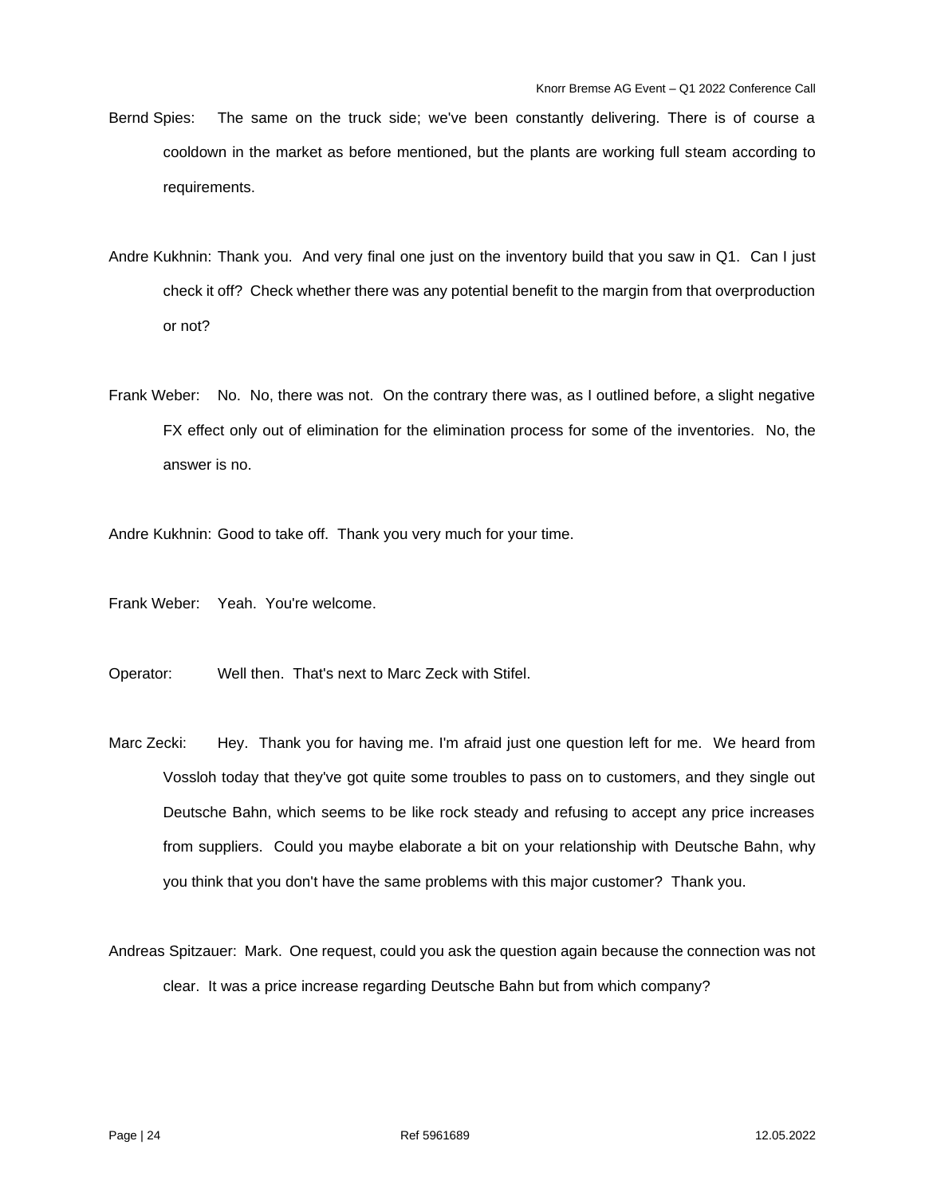Bernd Spies: The same on the truck side; we've been constantly delivering. There is of course a cooldown in the market as before mentioned, but the plants are working full steam according to requirements.

Andre Kukhnin: Thank you. And very final one just on the inventory build that you saw in Q1. Can I just check it off? Check whether there was any potential benefit to the margin from that overproduction or not?

Frank Weber: No. No, there was not. On the contrary there was, as I outlined before, a slight negative FX effect only out of elimination for the elimination process for some of the inventories. No, the answer is no.

Andre Kukhnin: Good to take off. Thank you very much for your time.

Frank Weber: Yeah. You're welcome.

Operator: Well then. That's next to Marc Zeck with Stifel.

Marc Zecki: Hey. Thank you for having me. I'm afraid just one question left for me. We heard from Vossloh today that they've got quite some troubles to pass on to customers, and they single out Deutsche Bahn, which seems to be like rock steady and refusing to accept any price increases from suppliers. Could you maybe elaborate a bit on your relationship with Deutsche Bahn, why you think that you don't have the same problems with this major customer? Thank you.

Andreas Spitzauer: Mark. One request, could you ask the question again because the connection was not clear. It was a price increase regarding Deutsche Bahn but from which company?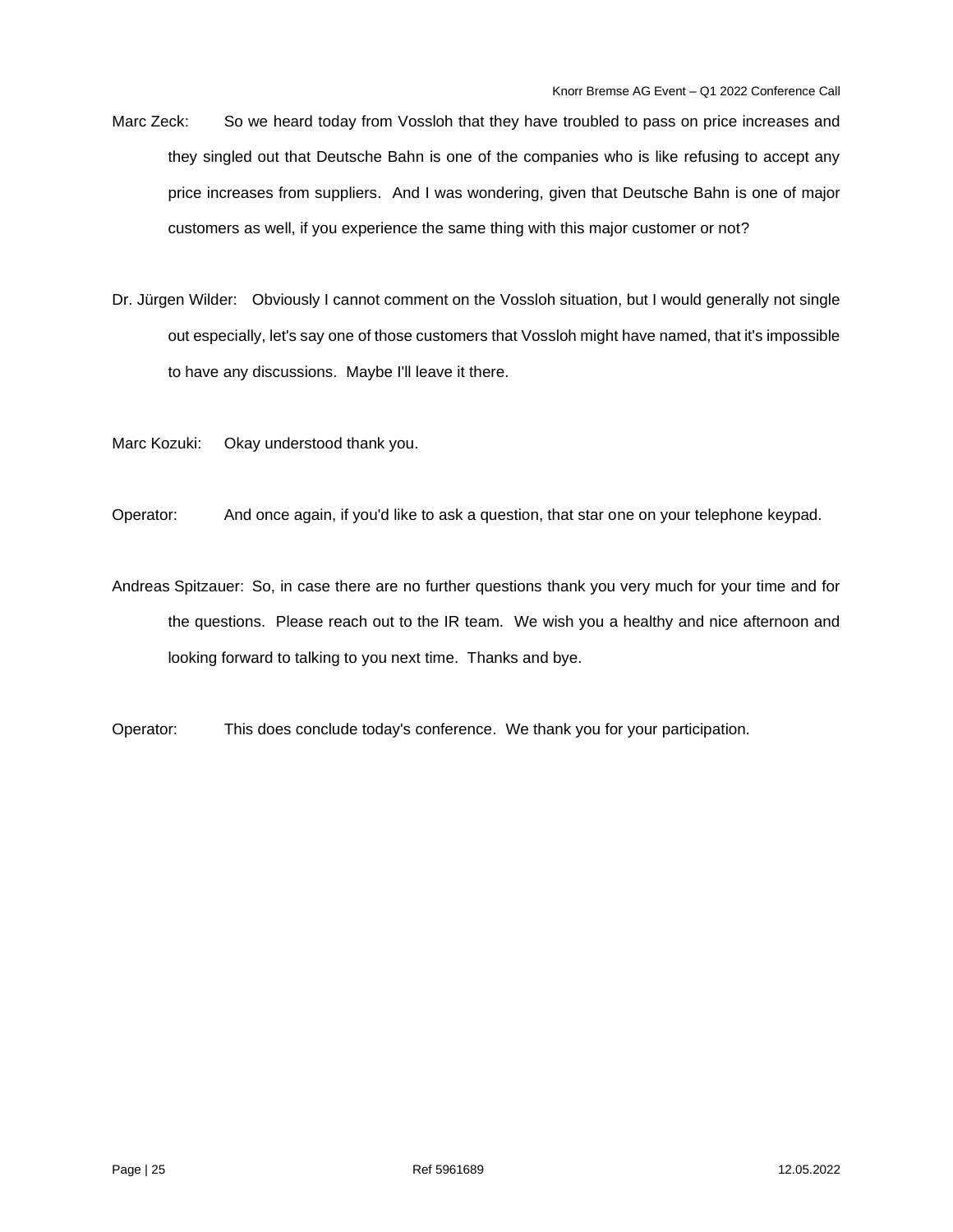Marc Zeck: So we heard today from Vossloh that they have troubled to pass on price increases and they singled out that Deutsche Bahn is one of the companies who is like refusing to accept any price increases from suppliers. And I was wondering, given that Deutsche Bahn is one of major customers as well, if you experience the same thing with this major customer or not?

Dr. Jürgen Wilder: Obviously I cannot comment on the Vossloh situation, but I would generally not single out especially, let's say one of those customers that Vossloh might have named, that it's impossible to have any discussions. Maybe I'll leave it there.

Marc Kozuki: Okay understood thank you.

Operator: And once again, if you'd like to ask a question, that star one on your telephone keypad.

Andreas Spitzauer: So, in case there are no further questions thank you very much for your time and for the questions. Please reach out to the IR team. We wish you a healthy and nice afternoon and looking forward to talking to you next time. Thanks and bye.

Operator: This does conclude today's conference. We thank you for your participation.